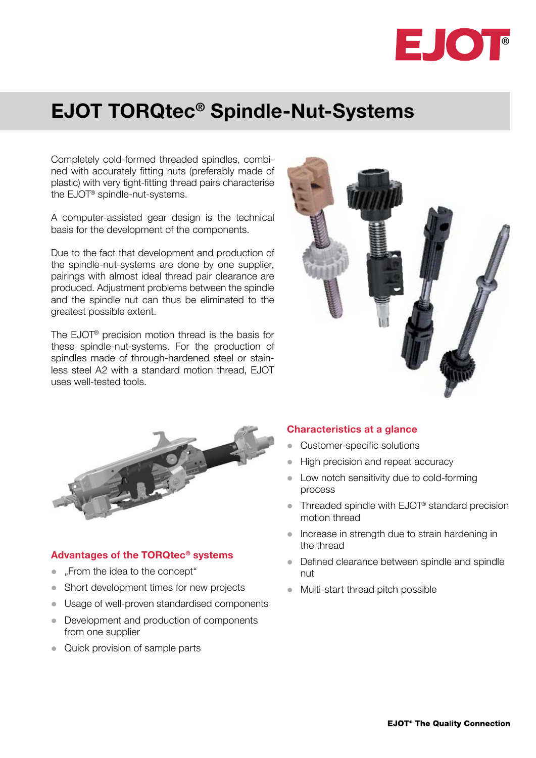# EJOT TORQtec® Spindle-Nut-Systems

Completely cold-formed threaded spindles, combined with accurately fitting nuts (preferably made of plastic) with very tight-fitting thread pairs characterise the EJOT® spindle-nut-systems.

A computer-assisted gear design is the technical basis for the development of the components.

Due to the fact that development and production of the spindle-nut-systems are done by one supplier, pairings with almost ideal thread pair clearance are produced. Adjustment problems between the spindle and the spindle nut can thus be eliminated to the greatest possible extent.

The EJOT® precision motion thread is the basis for these spindle-nut-systems. For the production of spindles made of through-hardened steel or stainless steel A2 with a standard motion thread, EJOT uses well-tested tools.

### Advantages of the TORQtec® systems

- „From the idea to the concept“
- Short development times for new projects
- Usage of well-proven standardised components
- Development and production of components from one supplier
- Quick provision of sample parts

### Characteristics at a glance

- Customer-specific solutions
- High precision and repeat accuracy
- Low notch sensitivity due to cold-forming process
- Threaded spindle with EJOT® standard precision motion thread
- Increase in strength due to strain hardening in the thread
- Defined clearance between spindle and spindle nut
- Multi-start thread pitch possible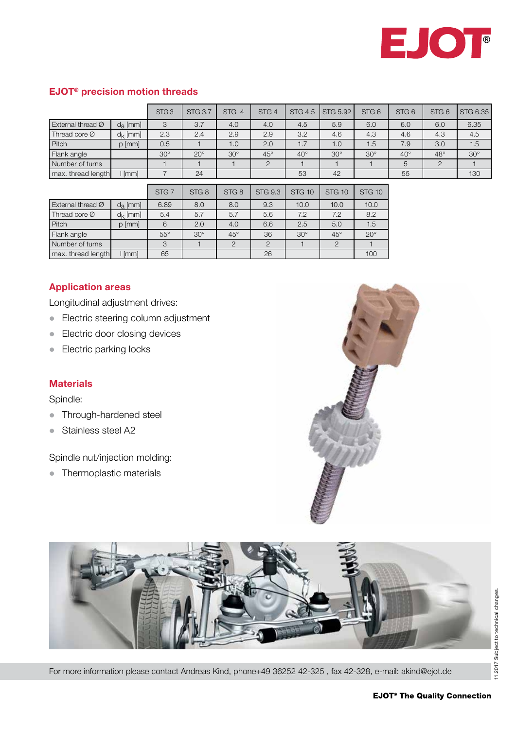## EJOT® precision motion threads

| | | STG 3 | STG 3.7 | STG 4 | STG 4 | STG 4.5 | STG 5.92 | STG 6 | STG 6 | STG 6 | STG 6.35 |
|---|---|---|---|---|---|---|---|---|---|---|---|
| External thread Ø | $d_a$ [mm] | 3 | 3.7 | 4.0 | 4.0 | 4.5 | 5.9 | 6.0 | 6.0 | 6.0 | 6.35 |
| Thread core Ø | $d_k$ [mm] | 2.3 | 2.4 | 2.9 | 2.9 | 3.2 | 4.6 | 4.3 | 4.6 | 4.3 | 4.5 |
| Pitch | p [mm] | 0.5 | 1 | 1.0 | 2.0 | 1.7 | 1.0 | 1.5 | 7.9 | 3.0 | 1.5 |
| Flank angle | | 30° | 20° | 30° | 45° | 40° | 30° | 30° | 40° | 48° | 30° |
| Number of turns | | 1 | 1 | 1 | 2 | 1 | 1 | 1 | 5 | 2 | 1 |
| max. thread length | l [mm] | 7 | 24 | | | 53 | 42 | | 55 | | 130 |

| | | STG 7 | STG 8 | STG 8 | STG 9.3 | STG 10 | STG 10 | STG 10 |
|---|---|---|---|---|---|---|---|---|
| External thread Ø | $d_a$ [mm] | 6.89 | 8.0 | 8.0 | 9.3 | 10.0 | 10.0 | 10.0 |
| Thread core Ø | $d_k$ [mm] | 5.4 | 5.7 | 5.7 | 5.6 | 7.2 | 7.2 | 8.2 |
| Pitch | p [mm] | 6 | 2.0 | 4.0 | 6.6 | 2.5 | 5.0 | 1.5 |
| Flank angle | | 55° | 30° | 45° | 36 | 30° | 45° | 20° |
| Number of turns | | 3 | 1 | 2 | 2 | 1 | 2 | 1 |
| max. thread length | l [mm] | 65 | | | 26 | | | 100 |

## Application areas

Longitudinal adjustment drives:

- Electric steering column adjustment
- Electric door closing devices
- Electric parking locks

## Materials

Spindle:

- Through-hardened steel
- Stainless steel A2

Spindle nut/injection molding:

- Thermoplastic materials

For more information please contact Andreas Kind, phone+49 36252 42-325 , fax 42-328, e-mail: akind@ejot.de

11.2017 Subject to technical changes.